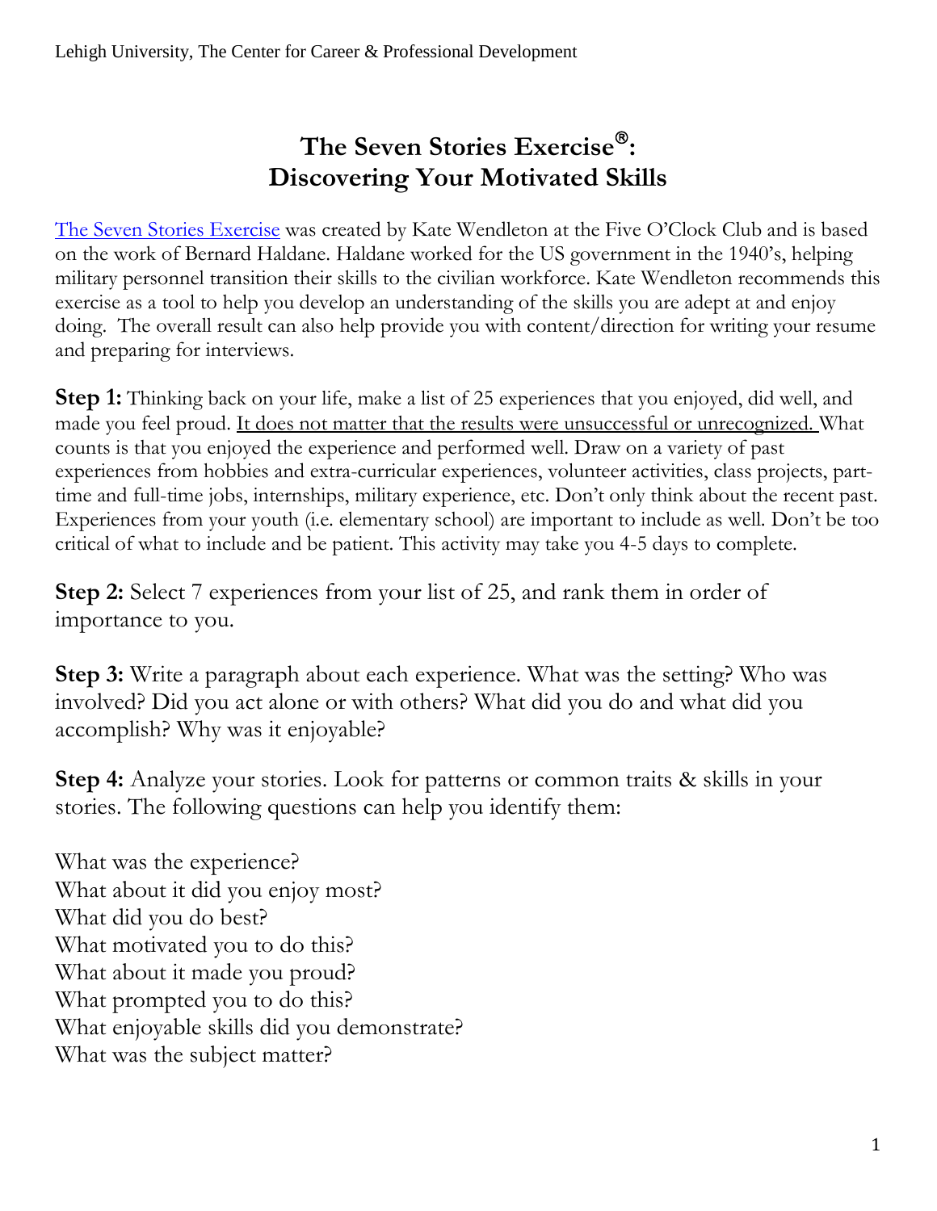# The Seven Stories Exercise®: Discovering Your Motivated Skills

The Seven Stories Exercise was created by Kate Wendleton at the Five O'Clock Club and is based on the work of Bernard Haldane. Haldane worked for the US government in the 1940's, helping military personnel transition their skills to the civilian workforce. Kate Wendleton recommends this exercise as a tool to help you develop an understanding of the skills you are adept at and enjoy doing. The overall result can also help provide you with content/direction for writing your resume and preparing for interviews.

**Step 1:** Thinking back on your life, make a list of 25 experiences that you enjoyed, did well, and made you feel proud. <u>It does not matter that the results were unsuccessful or unrecognized.</u> What counts is that you enjoyed the experience and performed well. Draw on a variety of past experiences from hobbies and extra-curricular experiences, volunteer activities, class projects, part-time and full-time jobs, internships, military experience, etc. Don't only think about the recent past. Experiences from your youth (i.e. elementary school) are important to include as well. Don't be too critical of what to include and be patient. This activity may take you 4-5 days to complete.

**Step 2:** Select 7 experiences from your list of 25, and rank them in order of importance to you.

**Step 3:** Write a paragraph about each experience. What was the setting? Who was involved? Did you act alone or with others? What did you do and what did you accomplish? Why was it enjoyable?

**Step 4:** Analyze your stories. Look for patterns or common traits & skills in your stories. The following questions can help you identify them:

What was the experience?
What about it did you enjoy most?
What did you do best?
What motivated you to do this?
What about it made you proud?
What prompted you to do this?
What enjoyable skills did you demonstrate?
What was the subject matter?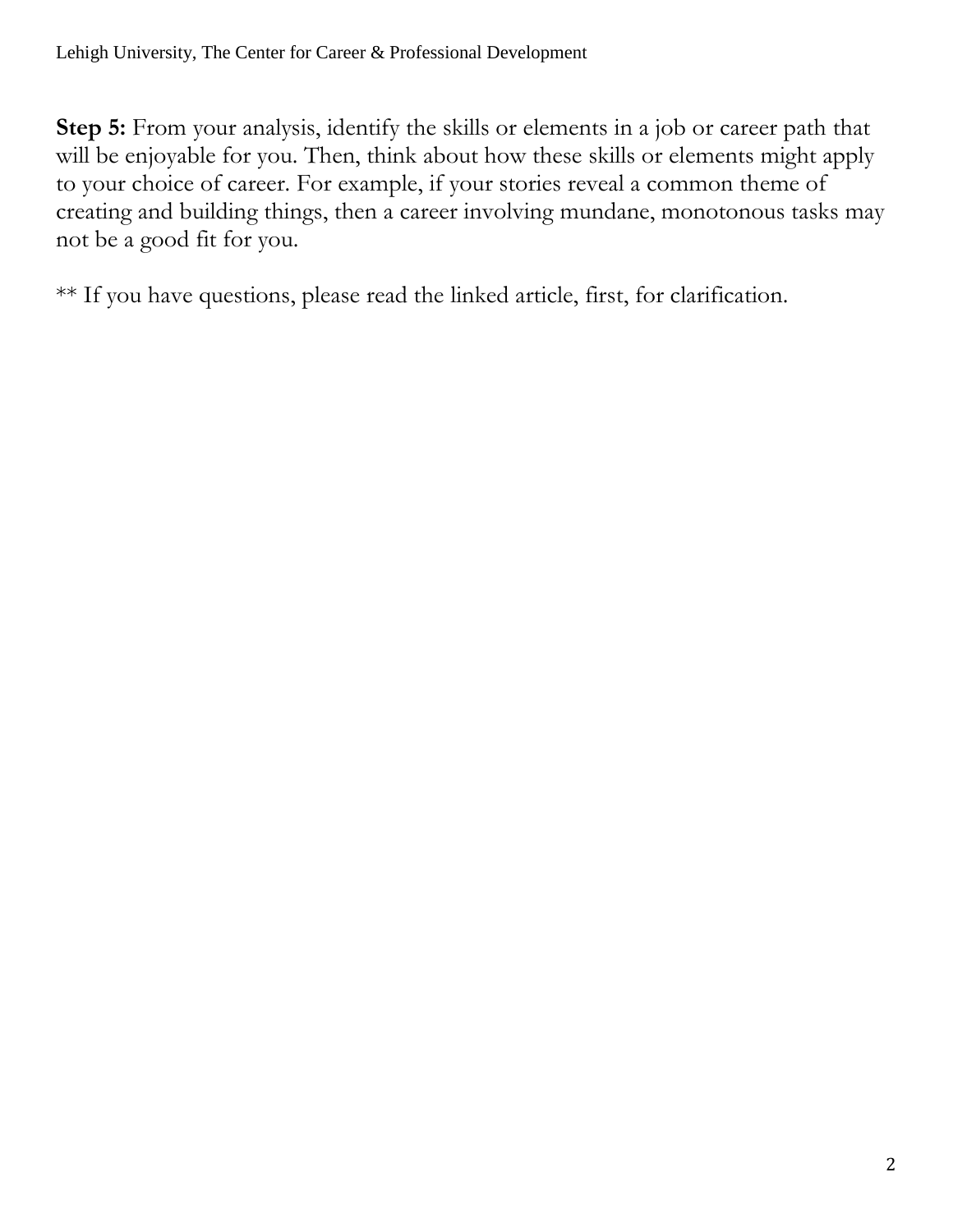**Step 5:** From your analysis, identify the skills or elements in a job or career path that will be enjoyable for you. Then, think about how these skills or elements might apply to your choice of career. For example, if your stories reveal a common theme of creating and building things, then a career involving mundane, monotonous tasks may not be a good fit for you.

** If you have questions, please read the linked article, first, for clarification.